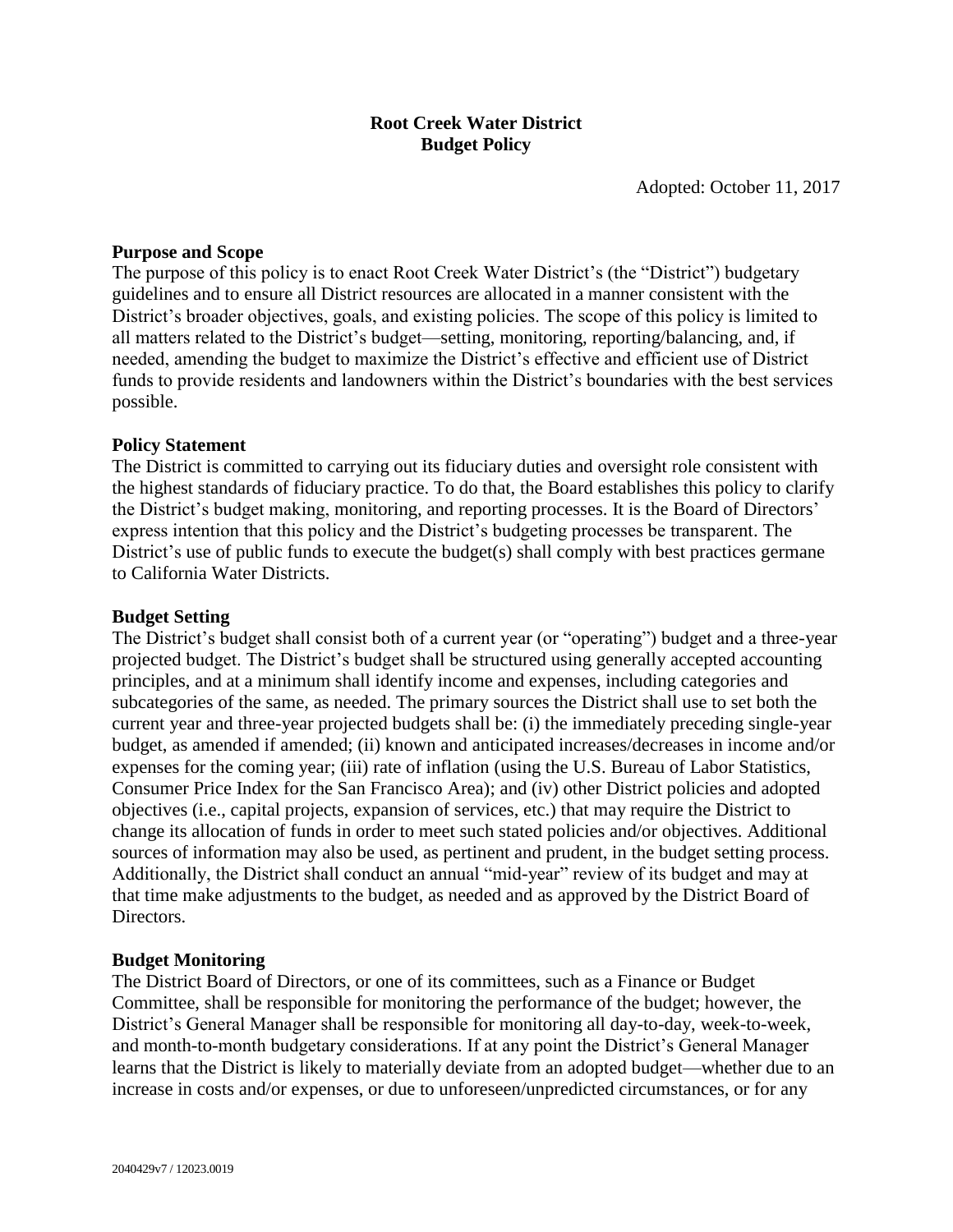# Root Creek Water District
# Budget Policy

Adopted: October 11, 2017

## Purpose and Scope

The purpose of this policy is to enact Root Creek Water District's (the "District") budgetary guidelines and to ensure all District resources are allocated in a manner consistent with the District's broader objectives, goals, and existing policies. The scope of this policy is limited to all matters related to the District's budget—setting, monitoring, reporting/balancing, and, if needed, amending the budget to maximize the District's effective and efficient use of District funds to provide residents and landowners within the District's boundaries with the best services possible.

## Policy Statement

The District is committed to carrying out its fiduciary duties and oversight role consistent with the highest standards of fiduciary practice. To do that, the Board establishes this policy to clarify the District's budget making, monitoring, and reporting processes. It is the Board of Directors' express intention that this policy and the District's budgeting processes be transparent. The District's use of public funds to execute the budget(s) shall comply with best practices germane to California Water Districts.

## Budget Setting

The District's budget shall consist both of a current year (or "operating") budget and a three-year projected budget. The District's budget shall be structured using generally accepted accounting principles, and at a minimum shall identify income and expenses, including categories and subcategories of the same, as needed. The primary sources the District shall use to set both the current year and three-year projected budgets shall be: (i) the immediately preceding single-year budget, as amended if amended; (ii) known and anticipated increases/decreases in income and/or expenses for the coming year; (iii) rate of inflation (using the U.S. Bureau of Labor Statistics, Consumer Price Index for the San Francisco Area); and (iv) other District policies and adopted objectives (i.e., capital projects, expansion of services, etc.) that may require the District to change its allocation of funds in order to meet such stated policies and/or objectives. Additional sources of information may also be used, as pertinent and prudent, in the budget setting process. Additionally, the District shall conduct an annual "mid-year" review of its budget and may at that time make adjustments to the budget, as needed and as approved by the District Board of Directors.

## Budget Monitoring

The District Board of Directors, or one of its committees, such as a Finance or Budget Committee, shall be responsible for monitoring the performance of the budget; however, the District's General Manager shall be responsible for monitoring all day-to-day, week-to-week, and month-to-month budgetary considerations. If at any point the District's General Manager learns that the District is likely to materially deviate from an adopted budget—whether due to an increase in costs and/or expenses, or due to unforeseen/unpredicted circumstances, or for any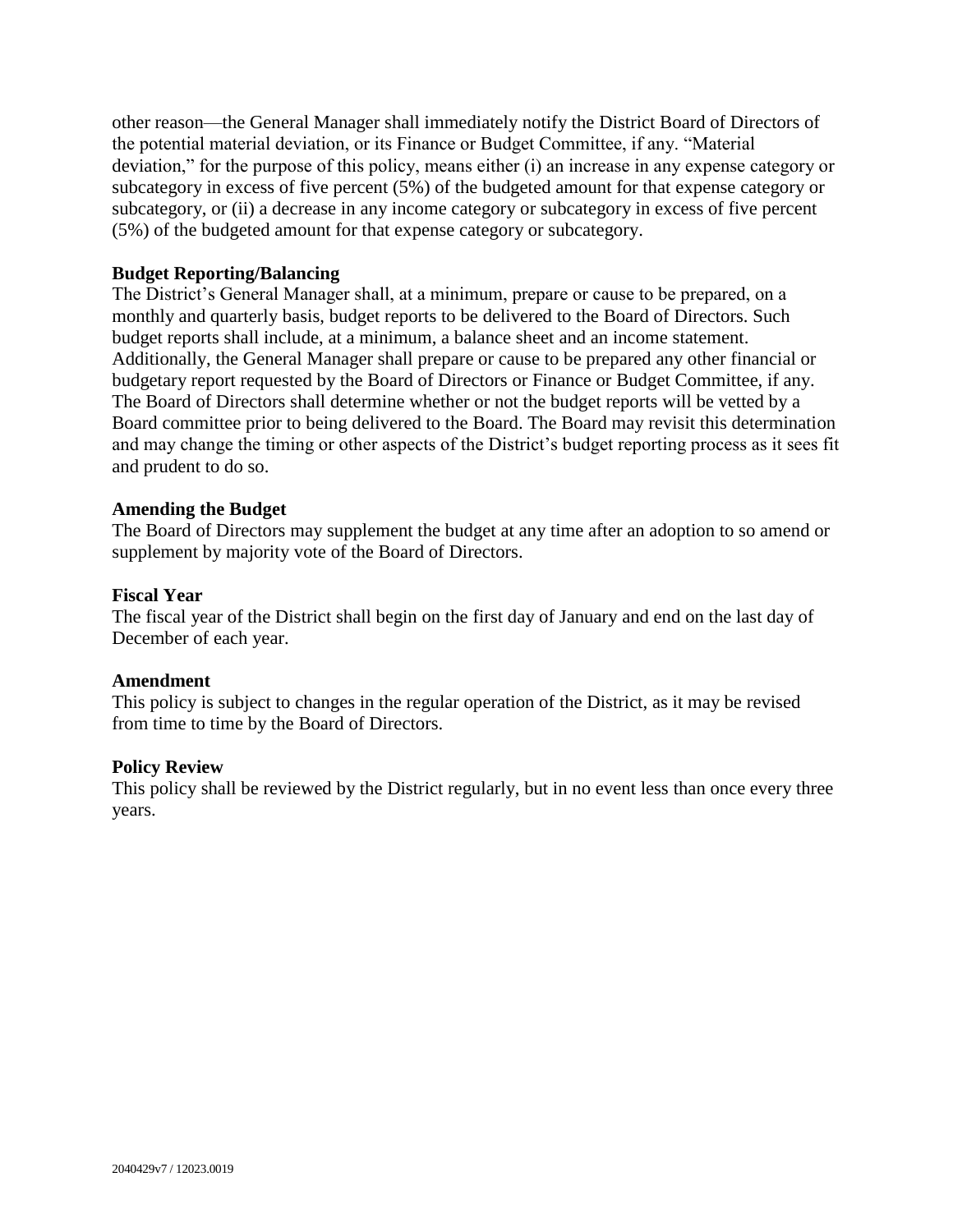other reason—the General Manager shall immediately notify the District Board of Directors of the potential material deviation, or its Finance or Budget Committee, if any. "Material deviation," for the purpose of this policy, means either (i) an increase in any expense category or subcategory in excess of five percent (5%) of the budgeted amount for that expense category or subcategory, or (ii) a decrease in any income category or subcategory in excess of five percent (5%) of the budgeted amount for that expense category or subcategory.

**Budget Reporting/Balancing**

The District's General Manager shall, at a minimum, prepare or cause to be prepared, on a monthly and quarterly basis, budget reports to be delivered to the Board of Directors. Such budget reports shall include, at a minimum, a balance sheet and an income statement. Additionally, the General Manager shall prepare or cause to be prepared any other financial or budgetary report requested by the Board of Directors or Finance or Budget Committee, if any. The Board of Directors shall determine whether or not the budget reports will be vetted by a Board committee prior to being delivered to the Board. The Board may revisit this determination and may change the timing or other aspects of the District's budget reporting process as it sees fit and prudent to do so.

**Amending the Budget**

The Board of Directors may supplement the budget at any time after an adoption to so amend or supplement by majority vote of the Board of Directors.

**Fiscal Year**

The fiscal year of the District shall begin on the first day of January and end on the last day of December of each year.

**Amendment**

This policy is subject to changes in the regular operation of the District, as it may be revised from time to time by the Board of Directors.

**Policy Review**

This policy shall be reviewed by the District regularly, but in no event less than once every three years.

2040429v7 / 12023.0019